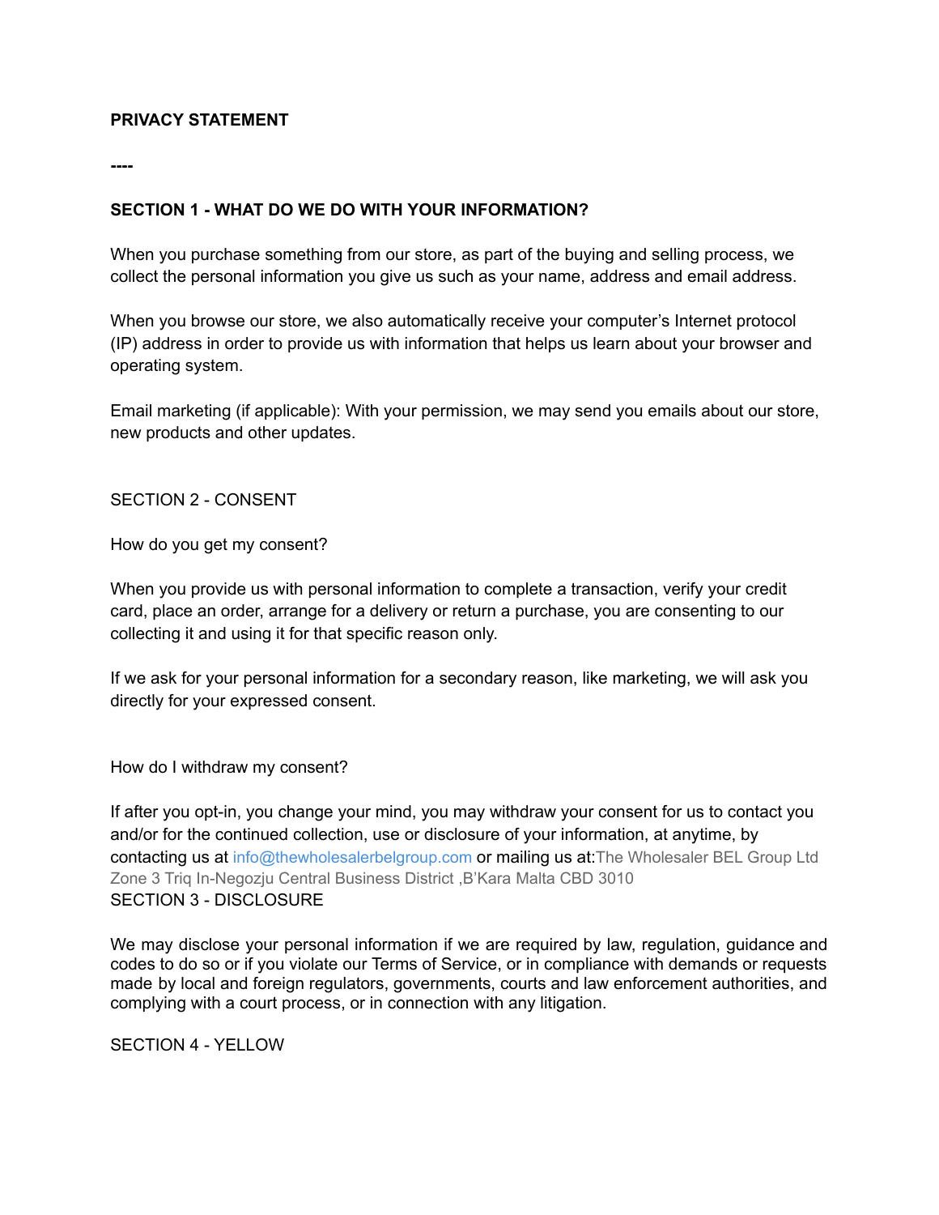**PRIVACY STATEMENT**

**----**

**SECTION 1 - WHAT DO WE DO WITH YOUR INFORMATION?**

When you purchase something from our store, as part of the buying and selling process, we collect the personal information you give us such as your name, address and email address.

When you browse our store, we also automatically receive your computer's Internet protocol (IP) address in order to provide us with information that helps us learn about your browser and operating system.

Email marketing (if applicable): With your permission, we may send you emails about our store, new products and other updates.

SECTION 2 - CONSENT

How do you get my consent?

When you provide us with personal information to complete a transaction, verify your credit card, place an order, arrange for a delivery or return a purchase, you are consenting to our collecting it and using it for that specific reason only.

If we ask for your personal information for a secondary reason, like marketing, we will ask you directly for your expressed consent.

How do I withdraw my consent?

If after you opt-in, you change your mind, you may withdraw your consent for us to contact you and/or for the continued collection, use or disclosure of your information, at anytime, by contacting us at info@thewholesalerbelgroup.com or mailing us at:The Wholesaler BEL Group Ltd Zone 3 Triq In-Negozju Central Business District ,B'Kara Malta CBD 3010

SECTION 3 - DISCLOSURE

We may disclose your personal information if we are required by law, regulation, guidance and codes to do so or if you violate our Terms of Service, or in compliance with demands or requests made by local and foreign regulators, governments, courts and law enforcement authorities, and complying with a court process, or in connection with any litigation.

SECTION 4 - YELLOW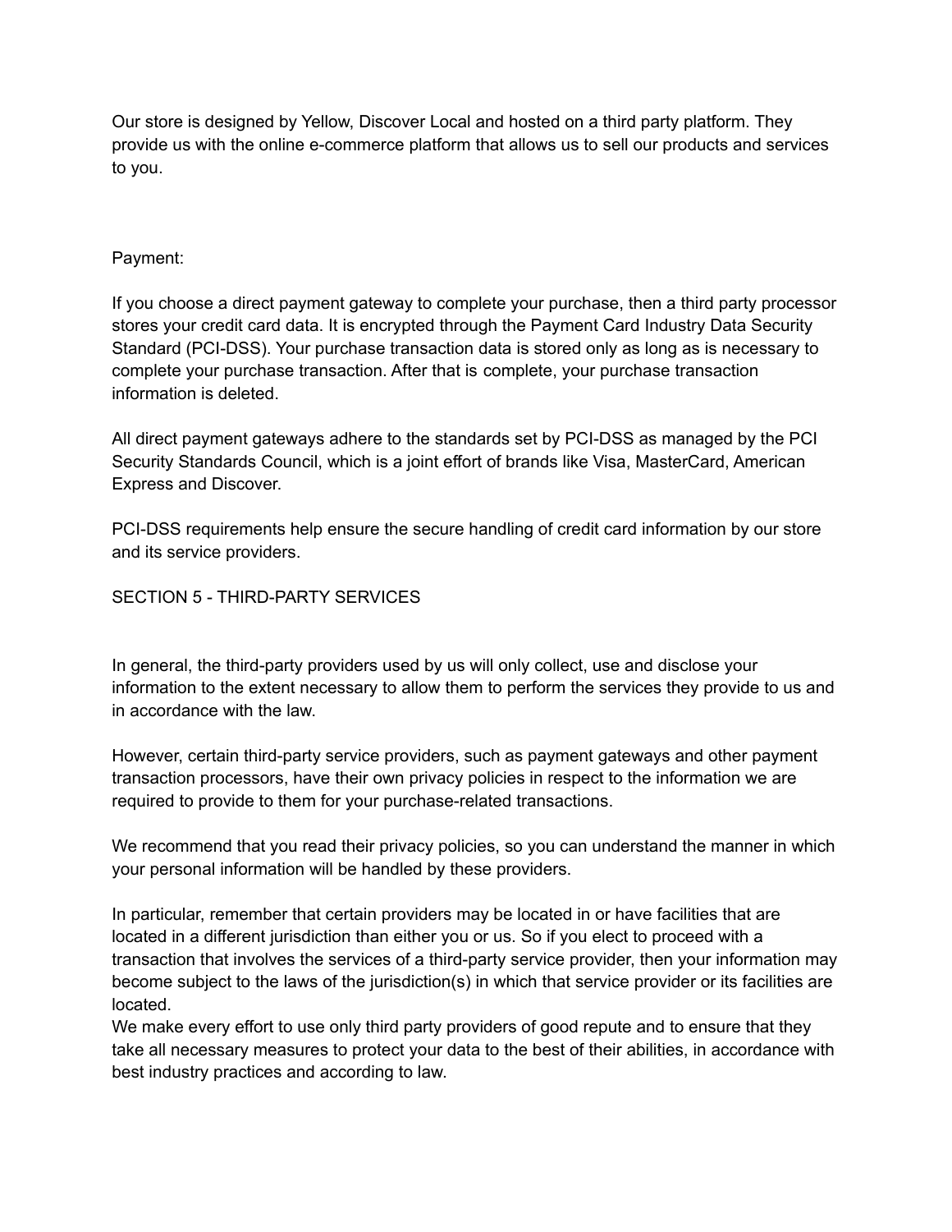Our store is designed by Yellow, Discover Local and hosted on a third party platform. They provide us with the online e-commerce platform that allows us to sell our products and services to you.

Payment:

If you choose a direct payment gateway to complete your purchase, then a third party processor stores your credit card data. It is encrypted through the Payment Card Industry Data Security Standard (PCI-DSS). Your purchase transaction data is stored only as long as is necessary to complete your purchase transaction. After that is complete, your purchase transaction information is deleted.

All direct payment gateways adhere to the standards set by PCI-DSS as managed by the PCI Security Standards Council, which is a joint effort of brands like Visa, MasterCard, American Express and Discover.

PCI-DSS requirements help ensure the secure handling of credit card information by our store and its service providers.

## SECTION 5 - THIRD-PARTY SERVICES

In general, the third-party providers used by us will only collect, use and disclose your information to the extent necessary to allow them to perform the services they provide to us and in accordance with the law.

However, certain third-party service providers, such as payment gateways and other payment transaction processors, have their own privacy policies in respect to the information we are required to provide to them for your purchase-related transactions.

We recommend that you read their privacy policies, so you can understand the manner in which your personal information will be handled by these providers.

In particular, remember that certain providers may be located in or have facilities that are located in a different jurisdiction than either you or us. So if you elect to proceed with a transaction that involves the services of a third-party service provider, then your information may become subject to the laws of the jurisdiction(s) in which that service provider or its facilities are located.
We make every effort to use only third party providers of good repute and to ensure that they take all necessary measures to protect your data to the best of their abilities, in accordance with best industry practices and according to law.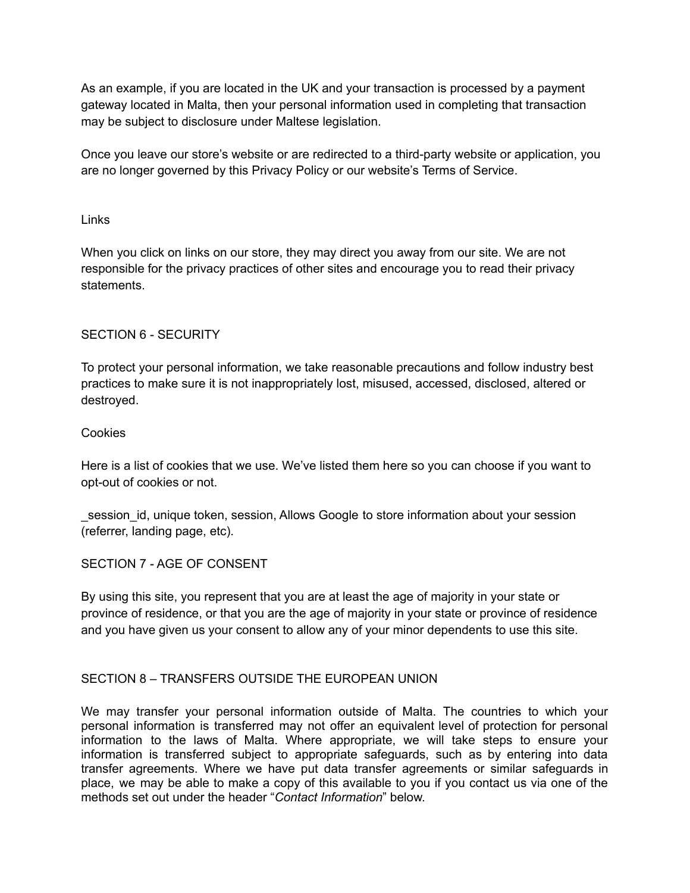As an example, if you are located in the UK and your transaction is processed by a payment gateway located in Malta, then your personal information used in completing that transaction may be subject to disclosure under Maltese legislation.

Once you leave our store's website or are redirected to a third-party website or application, you are no longer governed by this Privacy Policy or our website's Terms of Service.

### Links

When you click on links on our store, they may direct you away from our site. We are not responsible for the privacy practices of other sites and encourage you to read their privacy statements.

## SECTION 6 - SECURITY

To protect your personal information, we take reasonable precautions and follow industry best practices to make sure it is not inappropriately lost, misused, accessed, disclosed, altered or destroyed.

### Cookies

Here is a list of cookies that we use. We've listed them here so you can choose if you want to opt-out of cookies or not.

_session_id, unique token, session, Allows Google to store information about your session (referrer, landing page, etc).

## SECTION 7 - AGE OF CONSENT

By using this site, you represent that you are at least the age of majority in your state or province of residence, or that you are the age of majority in your state or province of residence and you have given us your consent to allow any of your minor dependents to use this site.

## SECTION 8 – TRANSFERS OUTSIDE THE EUROPEAN UNION

We may transfer your personal information outside of Malta. The countries to which your personal information is transferred may not offer an equivalent level of protection for personal information to the laws of Malta. Where appropriate, we will take steps to ensure your information is transferred subject to appropriate safeguards, such as by entering into data transfer agreements. Where we have put data transfer agreements or similar safeguards in place, we may be able to make a copy of this available to you if you contact us via one of the methods set out under the header "*Contact Information*" below.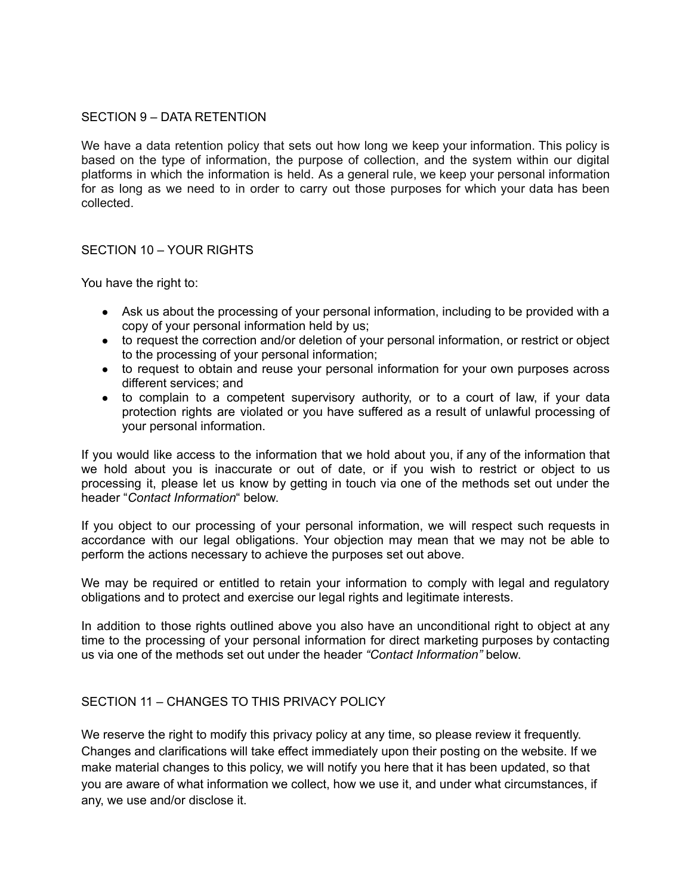## SECTION 9 – DATA RETENTION

We have a data retention policy that sets out how long we keep your information. This policy is based on the type of information, the purpose of collection, and the system within our digital platforms in which the information is held. As a general rule, we keep your personal information for as long as we need to in order to carry out those purposes for which your data has been collected.

## SECTION 10 – YOUR RIGHTS

You have the right to:

- Ask us about the processing of your personal information, including to be provided with a copy of your personal information held by us;
- to request the correction and/or deletion of your personal information, or restrict or object to the processing of your personal information;
- to request to obtain and reuse your personal information for your own purposes across different services; and
- to complain to a competent supervisory authority, or to a court of law, if your data protection rights are violated or you have suffered as a result of unlawful processing of your personal information.

If you would like access to the information that we hold about you, if any of the information that we hold about you is inaccurate or out of date, or if you wish to restrict or object to us processing it, please let us know by getting in touch via one of the methods set out under the header "*Contact Information*" below.

If you object to our processing of your personal information, we will respect such requests in accordance with our legal obligations. Your objection may mean that we may not be able to perform the actions necessary to achieve the purposes set out above.

We may be required or entitled to retain your information to comply with legal and regulatory obligations and to protect and exercise our legal rights and legitimate interests.

In addition to those rights outlined above you also have an unconditional right to object at any time to the processing of your personal information for direct marketing purposes by contacting us via one of the methods set out under the header *"Contact Information"* below.

## SECTION 11 – CHANGES TO THIS PRIVACY POLICY

We reserve the right to modify this privacy policy at any time, so please review it frequently. Changes and clarifications will take effect immediately upon their posting on the website. If we make material changes to this policy, we will notify you here that it has been updated, so that you are aware of what information we collect, how we use it, and under what circumstances, if any, we use and/or disclose it.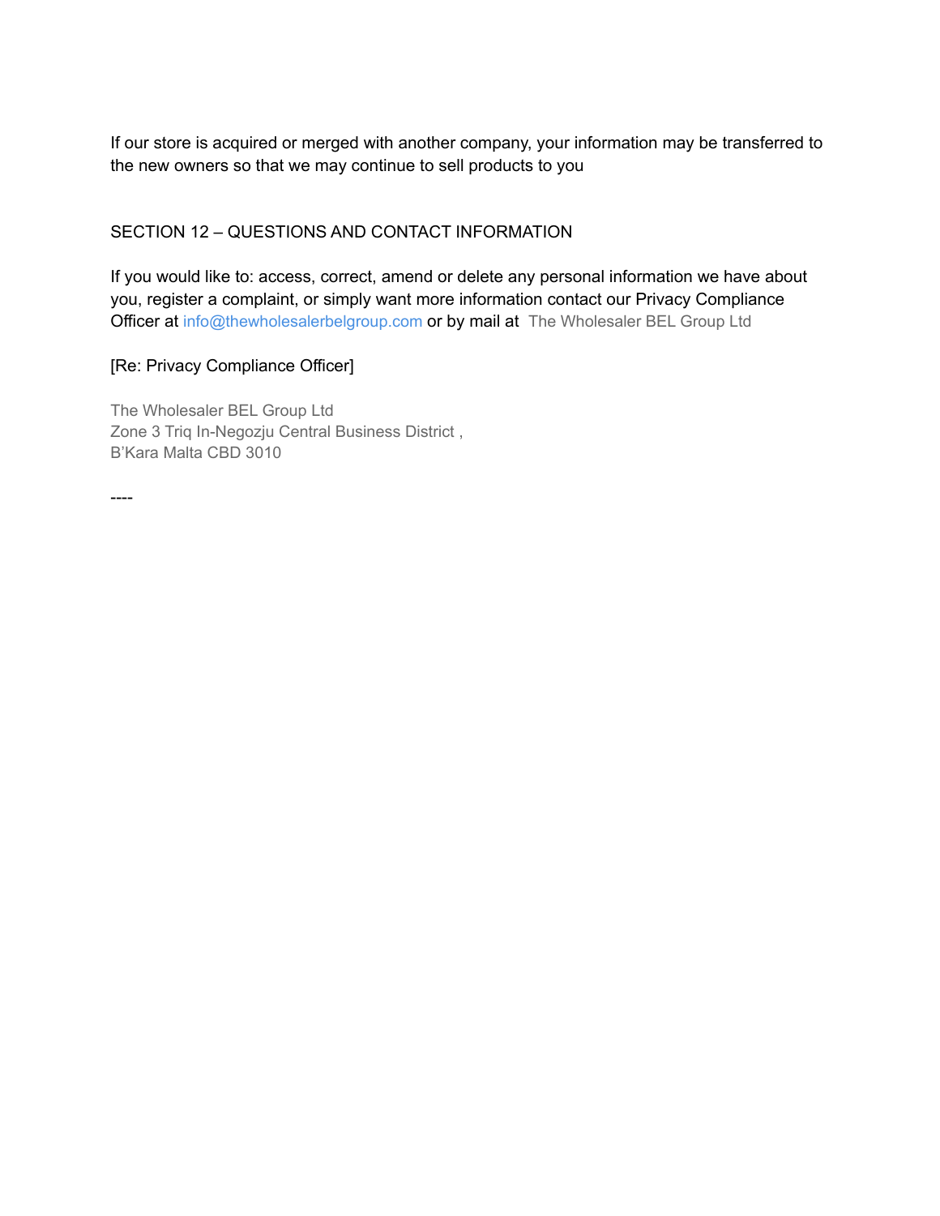If our store is acquired or merged with another company, your information may be transferred to the new owners so that we may continue to sell products to you

SECTION 12 – QUESTIONS AND CONTACT INFORMATION

If you would like to: access, correct, amend or delete any personal information we have about you, register a complaint, or simply want more information contact our Privacy Compliance Officer at info@thewholesalerbelgroup.com or by mail at The Wholesaler BEL Group Ltd

[Re: Privacy Compliance Officer]

The Wholesaler BEL Group Ltd
Zone 3 Triq In-Negozju Central Business District ,
B'Kara Malta CBD 3010

----